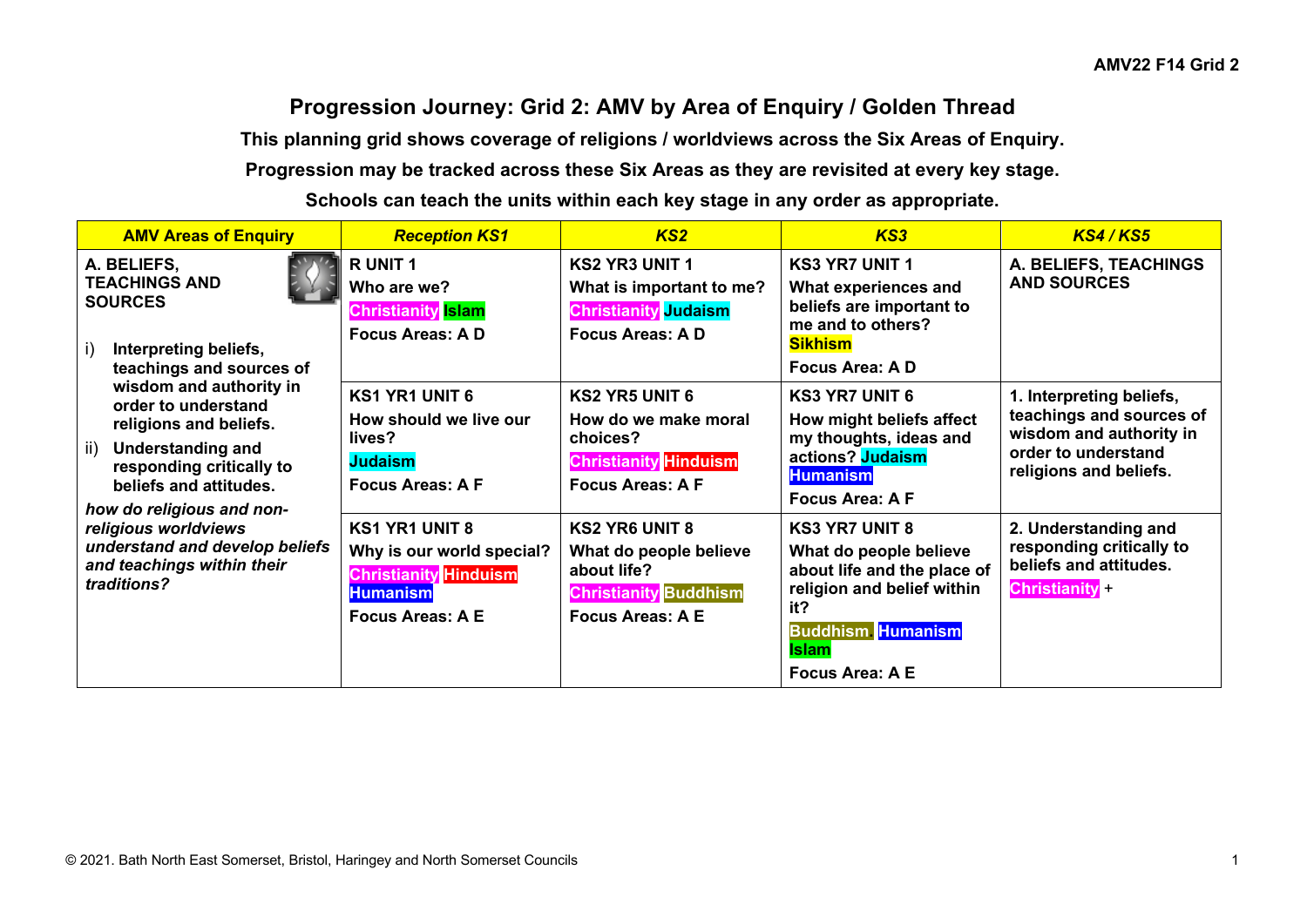AMV22 F14 Grid 2

# Progression Journey: Grid 2: AMV by Area of Enquiry / Golden Thread

**This planning grid shows coverage of religions / worldviews across the Six Areas of Enquiry.**

**Progression may be tracked across these Six Areas as they are revisited at every key stage.**

**Schools can teach the units within each key stage in any order as appropriate.**

| AMV Areas of Enquiry | *Reception KS1* | *KS2* | *KS3* | *KS4 / KS5* |
|---|---|---|---|---|
| **A. BELIEFS, TEACHINGS AND SOURCES**<br><br>i) **Interpreting beliefs, teachings and sources of wisdom and authority in order to understand religions and beliefs.**<br>ii) **Understanding and responding critically to beliefs and attitudes.**<br>***how do religious and non-religious worldviews understand and develop beliefs and teachings within their traditions?*** | **R UNIT 1**<br>**Who are we?**<br>**Christianity Islam**<br>**Focus Areas: A D** | **KS2 YR3 UNIT 1**<br>**What is important to me?**<br>**Christianity Judaism**<br>**Focus Areas: A D** | **KS3 YR7 UNIT 1**<br>**What experiences and beliefs are important to me and to others?**<br>**Sikhism**<br>**Focus Area: A D** | **A. BELIEFS, TEACHINGS AND SOURCES** |
| | **KS1 YR1 UNIT 6**<br>**How should we live our lives?**<br>**Judaism**<br>**Focus Areas: A F** | **KS2 YR5 UNIT 6**<br>**How do we make moral choices?**<br>**Christianity Hinduism**<br>**Focus Areas: A F** | **KS3 YR7 UNIT 6**<br>**How might beliefs affect my thoughts, ideas and actions? Judaism Humanism**<br>**Focus Area: A F** | **1. Interpreting beliefs, teachings and sources of wisdom and authority in order to understand religions and beliefs.** |
| | **KS1 YR1 UNIT 8**<br>**Why is our world special?**<br>**Christianity Hinduism Humanism**<br>**Focus Areas: A E** | **KS2 YR6 UNIT 8**<br>**What do people believe about life?**<br>**Christianity Buddhism**<br>**Focus Areas: A E** | **KS3 YR7 UNIT 8**<br>**What do people believe about life and the place of religion and belief within it?**<br>**Buddhism, Humanism Islam**<br>**Focus Area: A E** | **2. Understanding and responding critically to beliefs and attitudes.**<br>**Christianity** + |

© 2021. Bath North East Somerset, Bristol, Haringey and North Somerset Councils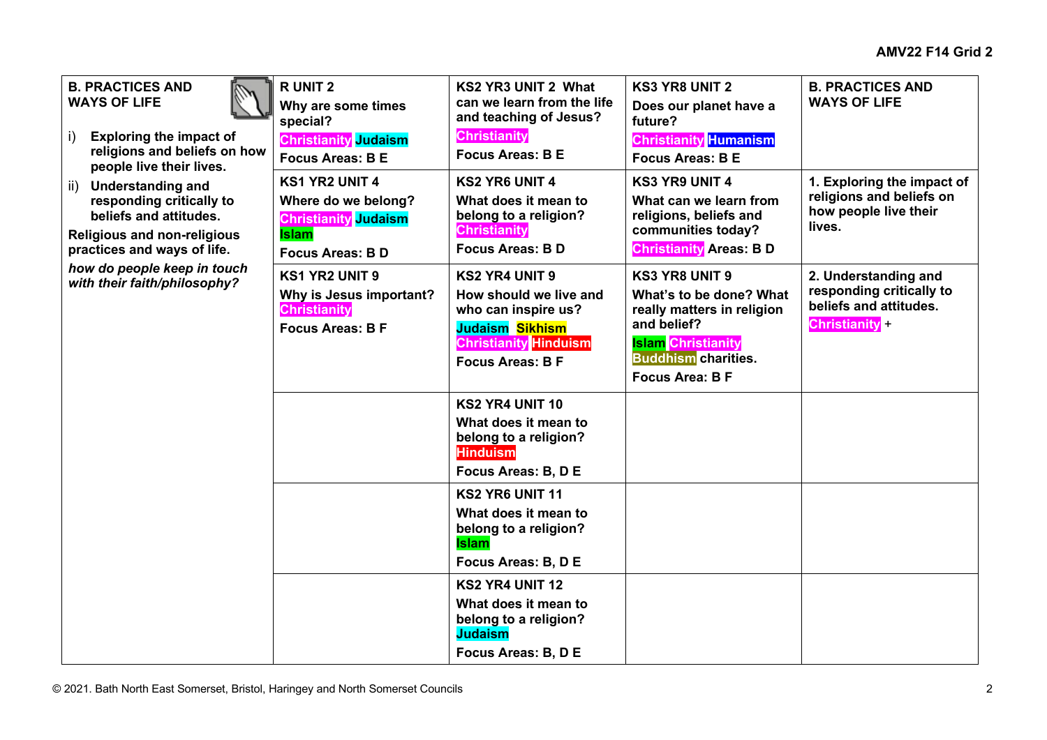| B. PRACTICES AND WAYS OF LIFE | R UNIT 2 | KS2 YR3 UNIT 2 What can we learn from the life and teaching of Jesus? | KS3 YR8 UNIT 2 | B. PRACTICES AND WAYS OF LIFE |
|---|---|---|---|---|
| i) **Exploring the impact of religions and beliefs on how people live their lives.**<br>ii) **Understanding and responding critically to beliefs and attitudes.**<br>**Religious and non-religious practices and ways of life.**<br>***how do people keep in touch with their faith/philosophy?*** | Why are some times special?<br>Christianity Judaism<br>Focus Areas: B E | Christianity<br>Focus Areas: B E | Does our planet have a future?<br>Christianity Humanism<br>Focus Areas: B E | |
| | **KS1 YR2 UNIT 4**<br>Where do we belong?<br>Christianity Judaism Islam<br>Focus Areas: B D | **KS2 YR6 UNIT 4**<br>What does it mean to belong to a religion?<br>Christianity<br>Focus Areas: B D | **KS3 YR9 UNIT 4**<br>What can we learn from religions, beliefs and communities today?<br>Christianity Areas: B D | 1. Exploring the impact of religions and beliefs on how people live their lives. |
| | **KS1 YR2 UNIT 9**<br>Why is Jesus important?<br>Christianity<br>Focus Areas: B F | **KS2 YR4 UNIT 9**<br>How should we live and who can inspire us?<br>Judaism Sikhism Christianity Hinduism<br>Focus Areas: B F | **KS3 YR8 UNIT 9**<br>What's to be done? What really matters in religion and belief?<br>Islam Christianity Buddhism charities.<br>Focus Area: B F | 2. Understanding and responding critically to beliefs and attitudes.<br>Christianity + |
| | | **KS2 YR4 UNIT 10**<br>What does it mean to belong to a religion?<br>Hinduism<br>Focus Areas: B, D E | | |
| | | **KS2 YR6 UNIT 11**<br>What does it mean to belong to a religion?<br>Islam<br>Focus Areas: B, D E | | |
| | | **KS2 YR4 UNIT 12**<br>What does it mean to belong to a religion?<br>Judaism<br>Focus Areas: B, D E | | |

© 2021. Bath North East Somerset, Bristol, Haringey and North Somerset Councils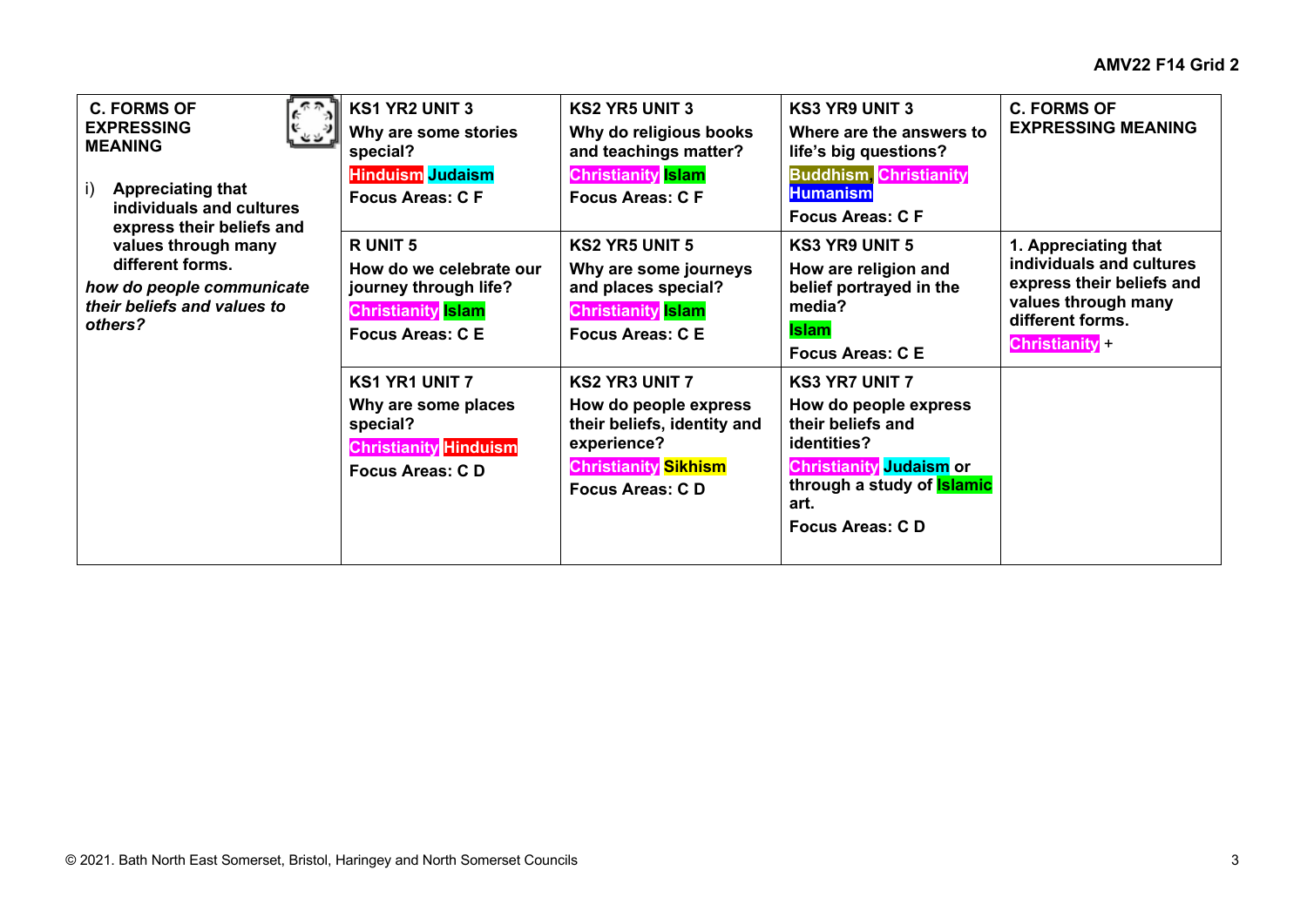**AMV22 F14 Grid 2**

| **C. FORMS OF EXPRESSING MEANING**<br><br>i) **Appreciating that individuals and cultures express their beliefs and values through many different forms.**<br>***how do people communicate their beliefs and values to others?*** | **KS1 YR2 UNIT 3**<br>**Why are some stories special?**<br>**Hinduism Judaism**<br>**Focus Areas: C F** | **KS2 YR5 UNIT 3**<br>**Why do religious books and teachings matter?**<br>**Christianity Islam**<br>**Focus Areas: C F** | **KS3 YR9 UNIT 3**<br>**Where are the answers to life's big questions?**<br>**Buddhism, Christianity Humanism**<br>**Focus Areas: C F** | **C. FORMS OF EXPRESSING MEANING** |
|---|---|---|---|---|
| | **R UNIT 5**<br>**How do we celebrate our journey through life?**<br>**Christianity Islam**<br>**Focus Areas: C E** | **KS2 YR5 UNIT 5**<br>**Why are some journeys and places special?**<br>**Christianity Islam**<br>**Focus Areas: C E** | **KS3 YR9 UNIT 5**<br>**How are religion and belief portrayed in the media?**<br>**Islam**<br>**Focus Areas: C E** | **1. Appreciating that individuals and cultures express their beliefs and values through many different forms.**<br>**Christianity +** |
| | **KS1 YR1 UNIT 7**<br>**Why are some places special?**<br>**Christianity Hinduism**<br>**Focus Areas: C D** | **KS2 YR3 UNIT 7**<br>**How do people express their beliefs, identity and experience?**<br>**Christianity Sikhism**<br>**Focus Areas: C D** | **KS3 YR7 UNIT 7**<br>**How do people express their beliefs and identities?**<br>**Christianity Judaism or through a study of Islamic art.**<br>**Focus Areas: C D** | |

© 2021. Bath North East Somerset, Bristol, Haringey and North Somerset Councils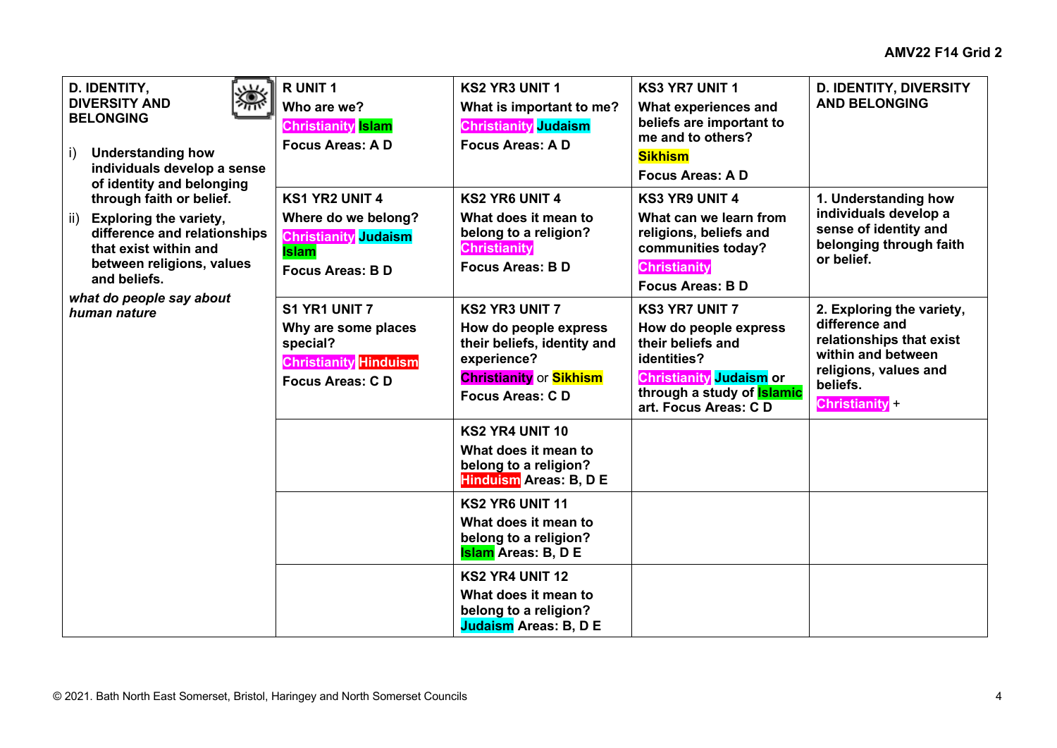**AMV22 F14 Grid 2**

| D. IDENTITY, DIVERSITY AND BELONGING<br><br>i) **Understanding how individuals develop a sense of identity and belonging through faith or belief.**<br>ii) **Exploring the variety, difference and relationships that exist within and between religions, values and beliefs.**<br><br>***what do people say about human nature*** | **R UNIT 1**<br>**Who are we?**<br>**Christianity Islam**<br>**Focus Areas: A D** | **KS2 YR3 UNIT 1**<br>**What is important to me?**<br>**Christianity Judaism**<br>**Focus Areas: A D** | **KS3 YR7 UNIT 1**<br>**What experiences and beliefs are important to me and to others?**<br>**Sikhism**<br>**Focus Areas: A D** | **D. IDENTITY, DIVERSITY AND BELONGING** |
|---|---|---|---|---|
| | **KS1 YR2 UNIT 4**<br>**Where do we belong?**<br>**Christianity Judaism Islam**<br>**Focus Areas: B D** | **KS2 YR6 UNIT 4**<br>**What does it mean to belong to a religion?**<br>**Christianity**<br>**Focus Areas: B D** | **KS3 YR9 UNIT 4**<br>**What can we learn from religions, beliefs and communities today?**<br>**Christianity**<br>**Focus Areas: B D** | **1. Understanding how individuals develop a sense of identity and belonging through faith or belief.** |
| | **S1 YR1 UNIT 7**<br>**Why are some places special?**<br>**Christianity Hinduism**<br>**Focus Areas: C D** | **KS2 YR3 UNIT 7**<br>**How do people express their beliefs, identity and experience?**<br>**Christianity** or **Sikhism**<br>**Focus Areas: C D** | **KS3 YR7 UNIT 7**<br>**How do people express their beliefs and identities?**<br>**Christianity Judaism or through a study of Islamic art. Focus Areas: C D** | **2. Exploring the variety, difference and relationships that exist within and between religions, values and beliefs.**<br>**Christianity** + |
| | | **KS2 YR4 UNIT 10**<br>**What does it mean to belong to a religion?**<br>**Hinduism Areas: B, D E** | | |
| | | **KS2 YR6 UNIT 11**<br>**What does it mean to belong to a religion?**<br>**Islam Areas: B, D E** | | |
| | | **KS2 YR4 UNIT 12**<br>**What does it mean to belong to a religion?**<br>**Judaism Areas: B, D E** | | |

© 2021. Bath North East Somerset, Bristol, Haringey and North Somerset Councils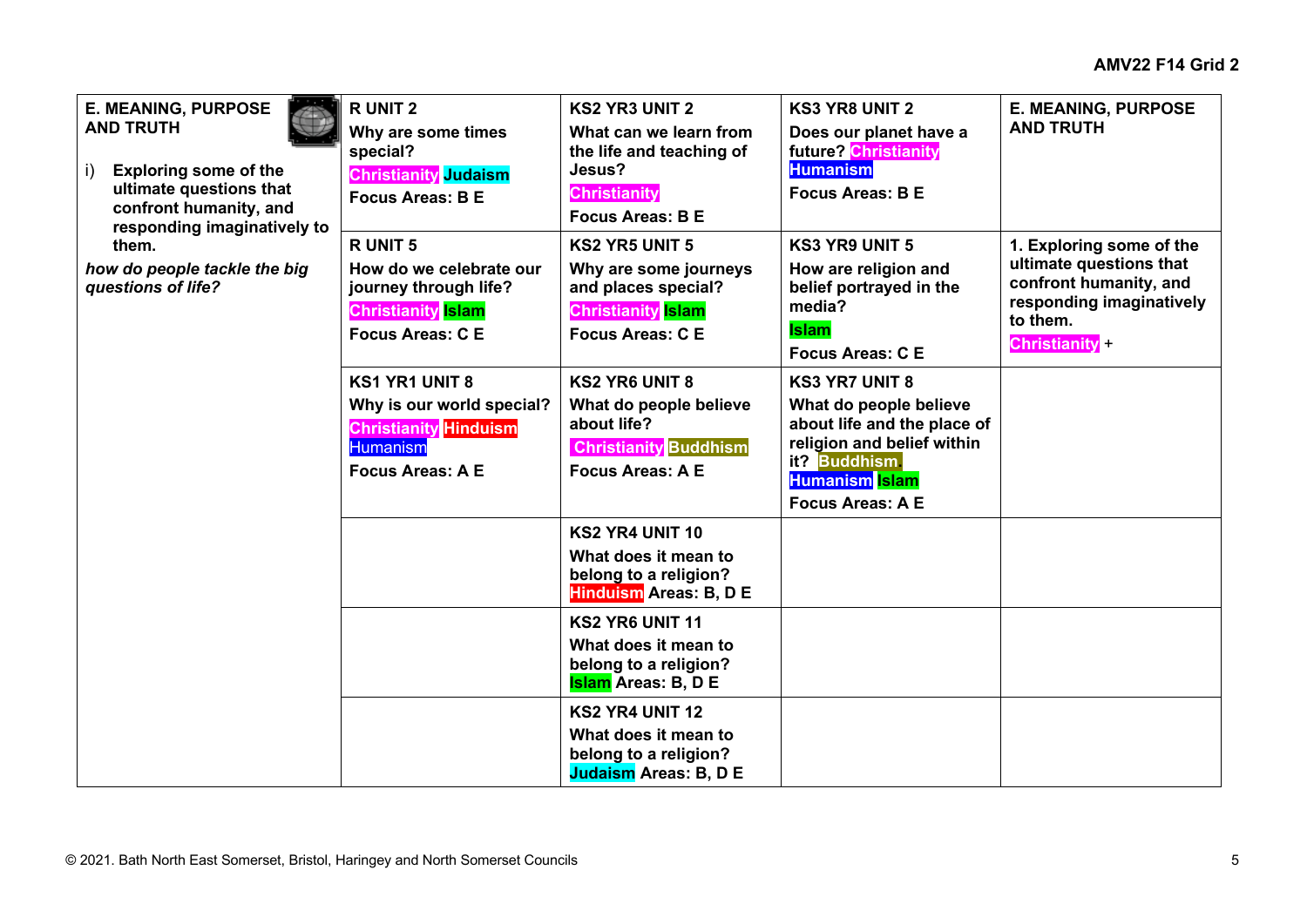AMV22 F14 Grid 2

| E. MEANING, PURPOSE AND TRUTH | | | | E. MEANING, PURPOSE AND TRUTH |
|---|---|---|---|---|
| i) **Exploring some of the ultimate questions that confront humanity, and responding imaginatively to them.**<br><br>***how do people tackle the big questions of life?*** | **R UNIT 2**<br>**Why are some times special?**<br>**Christianity Judaism**<br>**Focus Areas: B E** | **KS2 YR3 UNIT 2**<br>**What can we learn from the life and teaching of Jesus?**<br>**Christianity**<br>**Focus Areas: B E** | **KS3 YR8 UNIT 2**<br>**Does our planet have a future? Christianity Humanism**<br>**Focus Areas: B E** | |
| | **R UNIT 5**<br>**How do we celebrate our journey through life?**<br>**Christianity Islam**<br>**Focus Areas: C E** | **KS2 YR5 UNIT 5**<br>**Why are some journeys and places special?**<br>**Christianity Islam**<br>**Focus Areas: C E** | **KS3 YR9 UNIT 5**<br>**How are religion and belief portrayed in the media?**<br>**Islam**<br>**Focus Areas: C E** | **1. Exploring some of the ultimate questions that confront humanity, and responding imaginatively to them.**<br>**Christianity +** |
| | **KS1 YR1 UNIT 8**<br>**Why is our world special?**<br>**Christianity Hinduism**<br>Humanism<br>**Focus Areas: A E** | **KS2 YR6 UNIT 8**<br>**What do people believe about life?**<br>**Christianity Buddhism**<br>**Focus Areas: A E** | **KS3 YR7 UNIT 8**<br>**What do people believe about life and the place of religion and belief within it? Buddhism Humanism Islam**<br>**Focus Areas: A E** | |
| | | **KS2 YR4 UNIT 10**<br>**What does it mean to belong to a religion? Hinduism Areas: B, D E** | | |
| | | **KS2 YR6 UNIT 11**<br>**What does it mean to belong to a religion? Islam Areas: B, D E** | | |
| | | **KS2 YR4 UNIT 12**<br>**What does it mean to belong to a religion? Judaism Areas: B, D E** | | |

© 2021. Bath North East Somerset, Bristol, Haringey and North Somerset Councils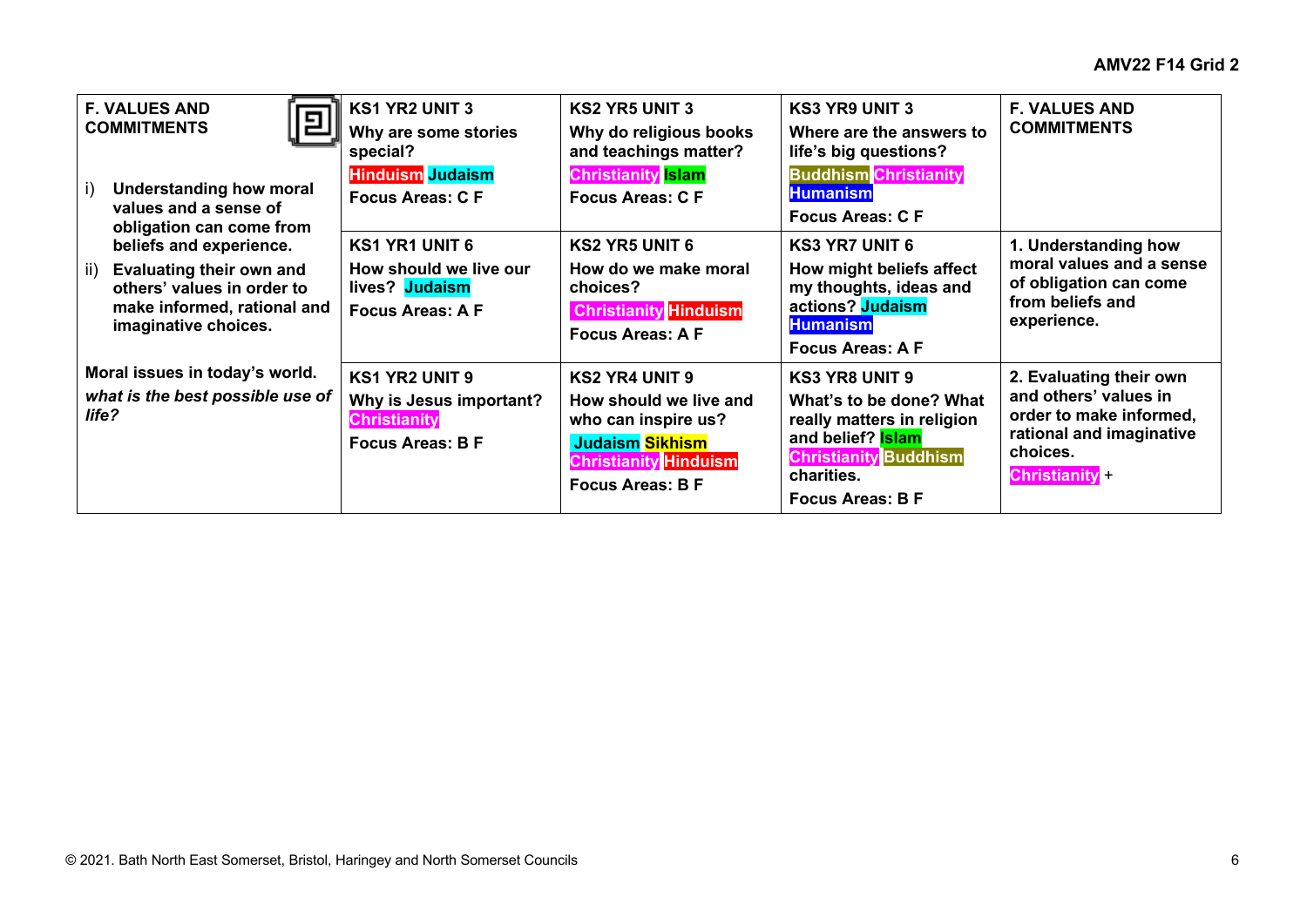AMV22 F14 Grid 2

| F. VALUES AND COMMITMENTS | | | | |
|---|---|---|---|---|
| **F. VALUES AND COMMITMENTS**<br><br>i) **Understanding how moral values and a sense of obligation can come from beliefs and experience.**<br>ii) **Evaluating their own and others' values in order to make informed, rational and imaginative choices.**<br><br>**Moral issues in today's world.**<br>***what is the best possible use of life?*** | **KS1 YR2 UNIT 3**<br>**Why are some stories special?**<br>**Hinduism Judaism**<br>**Focus Areas: C F** | **KS2 YR5 UNIT 3**<br>**Why do religious books and teachings matter?**<br>**Christianity Islam**<br>**Focus Areas: C F** | **KS3 YR9 UNIT 3**<br>**Where are the answers to life's big questions?**<br>**Buddhism Christianity Humanism**<br>**Focus Areas: C F** | **F. VALUES AND COMMITMENTS** |
| | **KS1 YR1 UNIT 6**<br>**How should we live our lives? Judaism**<br>**Focus Areas: A F** | **KS2 YR5 UNIT 6**<br>**How do we make moral choices?**<br>**Christianity Hinduism**<br>**Focus Areas: A F** | **KS3 YR7 UNIT 6**<br>**How might beliefs affect my thoughts, ideas and actions? Judaism Humanism**<br>**Focus Areas: A F** | **1. Understanding how moral values and a sense of obligation can come from beliefs and experience.** |
| | **KS1 YR2 UNIT 9**<br>**Why is Jesus important?**<br>**Christianity**<br>**Focus Areas: B F** | **KS2 YR4 UNIT 9**<br>**How should we live and who can inspire us?**<br>**Judaism Sikhism Christianity Hinduism**<br>**Focus Areas: B F** | **KS3 YR8 UNIT 9**<br>**What's to be done? What really matters in religion and belief? Islam Christianity Buddhism charities.**<br>**Focus Areas: B F** | **2. Evaluating their own and others' values in order to make informed, rational and imaginative choices.**<br>**Christianity +** |

© 2021. Bath North East Somerset, Bristol, Haringey and North Somerset Councils